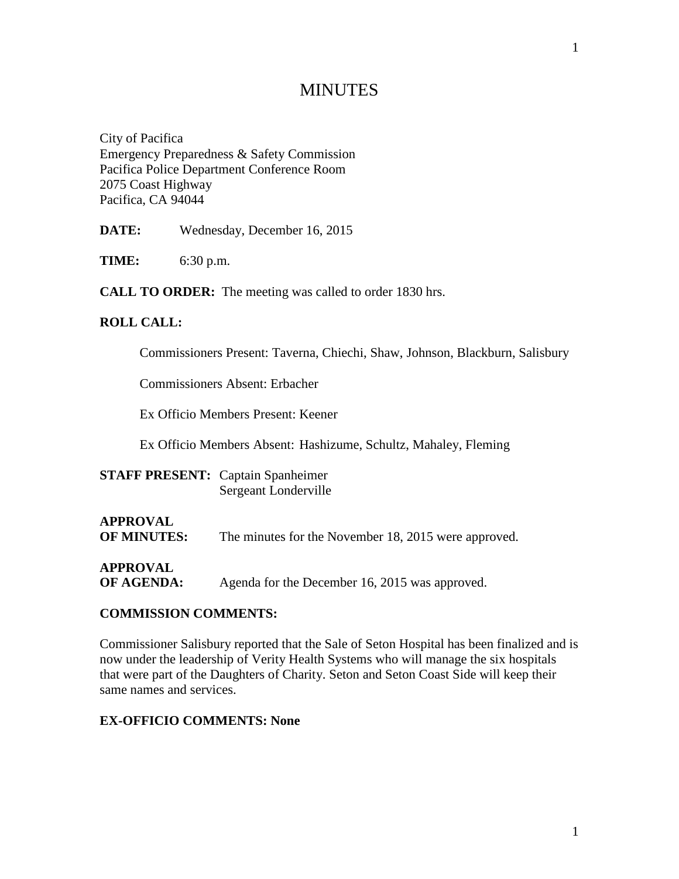# MINUTES

City of Pacifica
Emergency Preparedness & Safety Commission
Pacifica Police Department Conference Room
2075 Coast Highway
Pacifica, CA 94044

**DATE:** Wednesday, December 16, 2015

**TIME:** 6:30 p.m.

**CALL TO ORDER:** The meeting was called to order 1830 hrs.

**ROLL CALL:**

Commissioners Present: Taverna, Chiechi, Shaw, Johnson, Blackburn, Salisbury

Commissioners Absent: Erbacher

Ex Officio Members Present: Keener

Ex Officio Members Absent: Hashizume, Schultz, Mahaley, Fleming

**STAFF PRESENT:** Captain Spanheimer
Sergeant Londerville

**APPROVAL OF MINUTES:** The minutes for the November 18, 2015 were approved.

**APPROVAL OF AGENDA:** Agenda for the December 16, 2015 was approved.

**COMMISSION COMMENTS:**

Commissioner Salisbury reported that the Sale of Seton Hospital has been finalized and is now under the leadership of Verity Health Systems who will manage the six hospitals that were part of the Daughters of Charity. Seton and Seton Coast Side will keep their same names and services.

**EX-OFFICIO COMMENTS: None**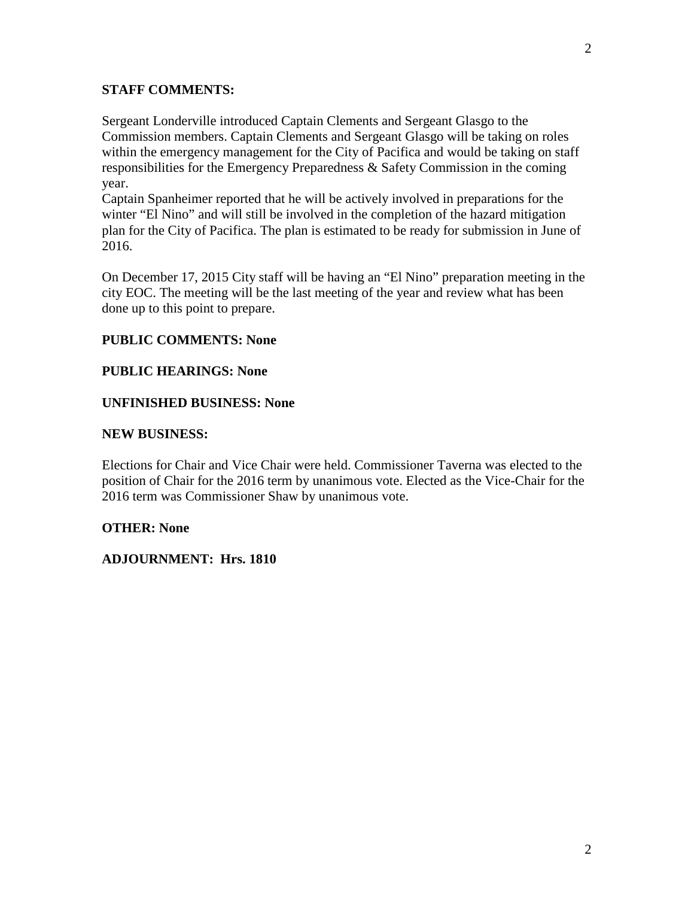**STAFF COMMENTS:**

Sergeant Londerville introduced Captain Clements and Sergeant Glasgo to the Commission members. Captain Clements and Sergeant Glasgo will be taking on roles within the emergency management for the City of Pacifica and would be taking on staff responsibilities for the Emergency Preparedness & Safety Commission in the coming year.
Captain Spanheimer reported that he will be actively involved in preparations for the winter "El Nino" and will still be involved in the completion of the hazard mitigation plan for the City of Pacifica. The plan is estimated to be ready for submission in June of 2016.

On December 17, 2015 City staff will be having an "El Nino" preparation meeting in the city EOC. The meeting will be the last meeting of the year and review what has been done up to this point to prepare.

**PUBLIC COMMENTS: None**

**PUBLIC HEARINGS: None**

**UNFINISHED BUSINESS: None**

**NEW BUSINESS:**

Elections for Chair and Vice Chair were held. Commissioner Taverna was elected to the position of Chair for the 2016 term by unanimous vote. Elected as the Vice-Chair for the 2016 term was Commissioner Shaw by unanimous vote.

**OTHER: None**

**ADJOURNMENT: Hrs. 1810**